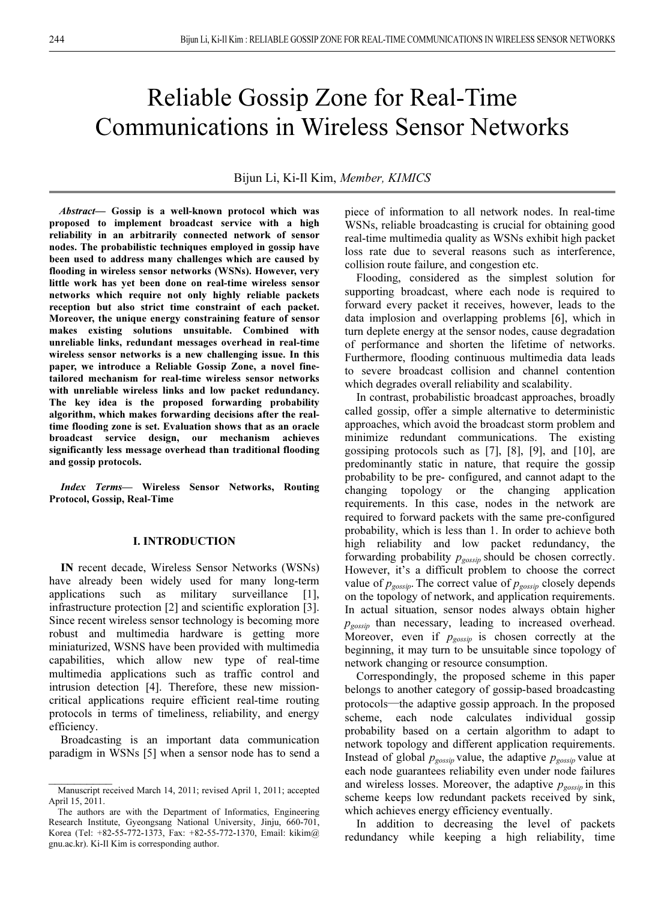# Reliable Gossip Zone for Real-Time Communications in Wireless Sensor Networks

Bijun Li, Ki-Il Kim, *Member, KIMICS*

***Abstract*— Gossip is a well-known protocol which was proposed to implement broadcast service with a high reliability in an arbitrarily connected network of sensor nodes. The probabilistic techniques employed in gossip have been used to address many challenges which are caused by flooding in wireless sensor networks (WSNs). However, very little work has yet been done on real-time wireless sensor networks which require not only highly reliable packets reception but also strict time constraint of each packet. Moreover, the unique energy constraining feature of sensor makes existing solutions unsuitable. Combined with unreliable links, redundant messages overhead in real-time wireless sensor networks is a new challenging issue. In this paper, we introduce a Reliable Gossip Zone, a novel fine-tailored mechanism for real-time wireless sensor networks with unreliable wireless links and low packet redundancy. The key idea is the proposed forwarding probability algorithm, which makes forwarding decisions after the real-time flooding zone is set. Evaluation shows that as an oracle broadcast service design, our mechanism achieves significantly less message overhead than traditional flooding and gossip protocols.**

***Index Terms*— Wireless Sensor Networks, Routing Protocol, Gossip, Real-Time**

## I. INTRODUCTION

**IN** recent decade, Wireless Sensor Networks (WSNs) have already been widely used for many long-term applications such as military surveillance [1], infrastructure protection [2] and scientific exploration [3]. Since recent wireless sensor technology is becoming more robust and multimedia hardware is getting more miniaturized, WSNS have been provided with multimedia capabilities, which allow new type of real-time multimedia applications such as traffic control and intrusion detection [4]. Therefore, these new mission-critical applications require efficient real-time routing protocols in terms of timeliness, reliability, and energy efficiency.

Broadcasting is an important data communication paradigm in WSNs [5] when a sensor node has to send a piece of information to all network nodes. In real-time WSNs, reliable broadcasting is crucial for obtaining good real-time multimedia quality as WSNs exhibit high packet loss rate due to several reasons such as interference, collision route failure, and congestion etc.

Flooding, considered as the simplest solution for supporting broadcast, where each node is required to forward every packet it receives, however, leads to the data implosion and overlapping problems [6], which in turn deplete energy at the sensor nodes, cause degradation of performance and shorten the lifetime of networks. Furthermore, flooding continuous multimedia data leads to severe broadcast collision and channel contention which degrades overall reliability and scalability.

In contrast, probabilistic broadcast approaches, broadly called gossip, offer a simple alternative to deterministic approaches, which avoid the broadcast storm problem and minimize redundant communications. The existing gossiping protocols such as [7], [8], [9], and [10], are predominantly static in nature, that require the gossip probability to be pre- configured, and cannot adapt to the changing topology or the changing application requirements. In this case, nodes in the network are required to forward packets with the same pre-configured probability, which is less than 1. In order to achieve both high reliability and low packet redundancy, the forwarding probability $p_{gossip}$ should be chosen correctly. However, it's a difficult problem to choose the correct value of $p_{gossip}$. The correct value of $p_{gossip}$ closely depends on the topology of network, and application requirements. In actual situation, sensor nodes always obtain higher $p_{gossip}$ than necessary, leading to increased overhead. Moreover, even if $p_{gossip}$ is chosen correctly at the beginning, it may turn to be unsuitable since topology of network changing or resource consumption.

Correspondingly, the proposed scheme in this paper belongs to another category of gossip-based broadcasting protocols—the adaptive gossip approach. In the proposed scheme, each node calculates individual gossip probability based on a certain algorithm to adapt to network topology and different application requirements. Instead of global $p_{gossip}$ value, the adaptive $p_{gossip}$ value at each node guarantees reliability even under node failures and wireless losses. Moreover, the adaptive $p_{gossip}$ in this scheme keeps low redundant packets received by sink, which achieves energy efficiency eventually.

In addition to decreasing the level of packets redundancy while keeping a high reliability, time

---

Manuscript received March 14, 2011; revised April 1, 2011; accepted April 15, 2011.

The authors are with the Department of Informatics, Engineering Research Institute, Gyeongsang National University, Jinju, 660-701, Korea (Tel: +82-55-772-1373, Fax: +82-55-772-1370, Email: kikim@gnu.ac.kr). Ki-Il Kim is corresponding author.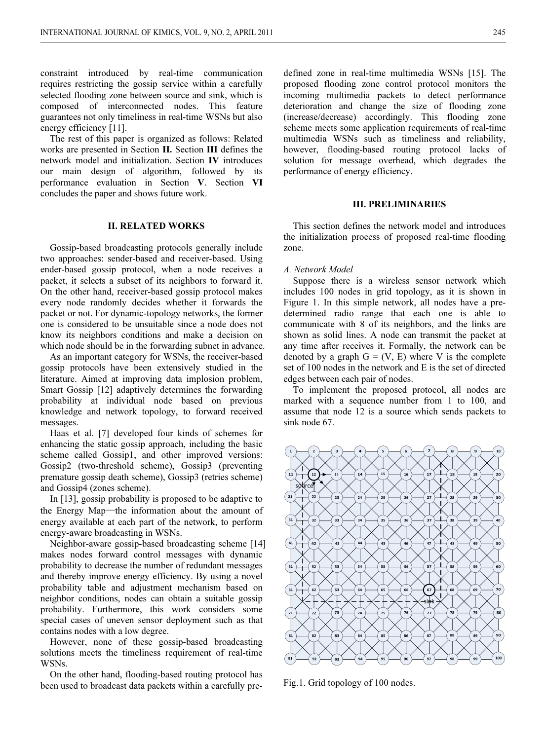constraint introduced by real-time communication requires restricting the gossip service within a carefully selected flooding zone between source and sink, which is composed of interconnected nodes. This feature guarantees not only timeliness in real-time WSNs but also energy efficiency [11].

The rest of this paper is organized as follows: Related works are presented in Section **II.** Section **III** defines the network model and initialization. Section **IV** introduces our main design of algorithm, followed by its performance evaluation in Section **V**. Section **VI** concludes the paper and shows future work.

## II. RELATED WORKS

Gossip-based broadcasting protocols generally include two approaches: sender-based and receiver-based. Using ender-based gossip protocol, when a node receives a packet, it selects a subset of its neighbors to forward it. On the other hand, receiver-based gossip protocol makes every node randomly decides whether it forwards the packet or not. For dynamic-topology networks, the former one is considered to be unsuitable since a node does not know its neighbors conditions and make a decision on which node should be in the forwarding subnet in advance.

As an important category for WSNs, the receiver-based gossip protocols have been extensively studied in the literature. Aimed at improving data implosion problem, Smart Gossip [12] adaptively determines the forwarding probability at individual node based on previous knowledge and network topology, to forward received messages.

Haas et al. [7] developed four kinds of schemes for enhancing the static gossip approach, including the basic scheme called Gossip1, and other improved versions: Gossip2 (two-threshold scheme), Gossip3 (preventing premature gossip death scheme), Gossip3 (retries scheme) and Gossip4 (zones scheme).

In [13], gossip probability is proposed to be adaptive to the Energy Map—the information about the amount of energy available at each part of the network, to perform energy-aware broadcasting in WSNs.

Neighbor-aware gossip-based broadcasting scheme [14] makes nodes forward control messages with dynamic probability to decrease the number of redundant messages and thereby improve energy efficiency. By using a novel probability table and adjustment mechanism based on neighbor conditions, nodes can obtain a suitable gossip probability. Furthermore, this work considers some special cases of uneven sensor deployment such as that contains nodes with a low degree.

However, none of these gossip-based broadcasting solutions meets the timeliness requirement of real-time WSNs.

On the other hand, flooding-based routing protocol has been used to broadcast data packets within a carefully pre-defined zone in real-time multimedia WSNs [15]. The proposed flooding zone control protocol monitors the incoming multimedia packets to detect performance deterioration and change the size of flooding zone (increase/decrease) accordingly. This flooding zone scheme meets some application requirements of real-time multimedia WSNs such as timeliness and reliability, however, flooding-based routing protocol lacks of solution for message overhead, which degrades the performance of energy efficiency.

## III. PRELIMINARIES

This section defines the network model and introduces the initialization process of proposed real-time flooding zone.

### *A. Network Model*

Suppose there is a wireless sensor network which includes 100 nodes in grid topology, as it is shown in Figure 1. In this simple network, all nodes have a pre-determined radio range that each one is able to communicate with 8 of its neighbors, and the links are shown as solid lines. A node can transmit the packet at any time after receives it. Formally, the network can be denoted by a graph G = (V, E) where V is the complete set of 100 nodes in the network and E is the set of directed edges between each pair of nodes.

To implement the proposed protocol, all nodes are marked with a sequence number from 1 to 100, and assume that node 12 is a source which sends packets to sink node 67.

Fig.1. Grid topology of 100 nodes.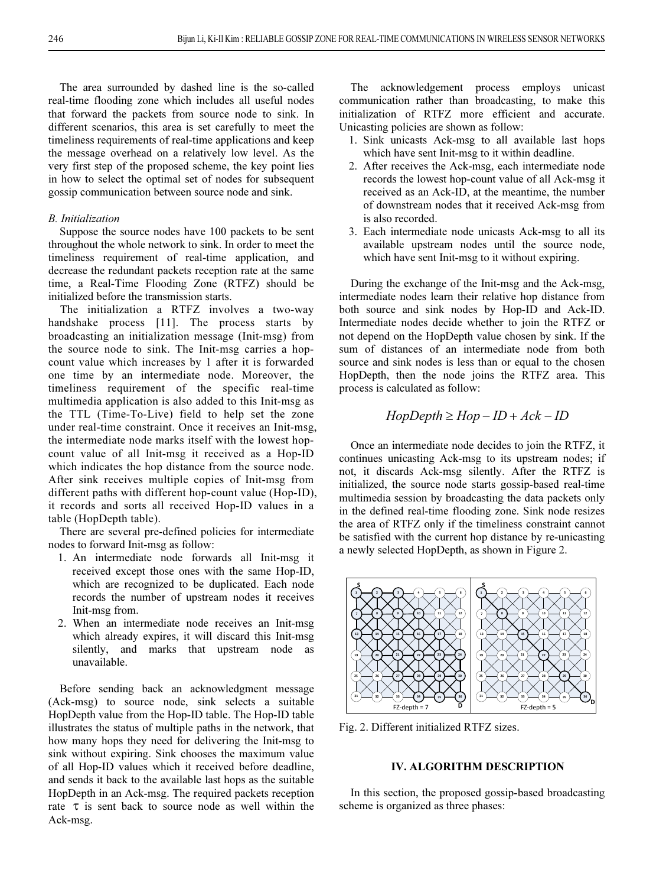The area surrounded by dashed line is the so-called real-time flooding zone which includes all useful nodes that forward the packets from source node to sink. In different scenarios, this area is set carefully to meet the timeliness requirements of real-time applications and keep the message overhead on a relatively low level. As the very first step of the proposed scheme, the key point lies in how to select the optimal set of nodes for subsequent gossip communication between source node and sink.

### *B. Initialization*

Suppose the source nodes have 100 packets to be sent throughout the whole network to sink. In order to meet the timeliness requirement of real-time application, and decrease the redundant packets reception rate at the same time, a Real-Time Flooding Zone (RTFZ) should be initialized before the transmission starts.

The initialization a RTFZ involves a two-way handshake process [11]. The process starts by broadcasting an initialization message (Init-msg) from the source node to sink. The Init-msg carries a hop-count value which increases by 1 after it is forwarded one time by an intermediate node. Moreover, the timeliness requirement of the specific real-time multimedia application is also added to this Init-msg as the TTL (Time-To-Live) field to help set the zone under real-time constraint. Once it receives an Init-msg, the intermediate node marks itself with the lowest hop-count value of all Init-msg it received as a Hop-ID which indicates the hop distance from the source node. After sink receives multiple copies of Init-msg from different paths with different hop-count value (Hop-ID), it records and sorts all received Hop-ID values in a table (HopDepth table).

There are several pre-defined policies for intermediate nodes to forward Init-msg as follow:

1. An intermediate node forwards all Init-msg it received except those ones with the same Hop-ID, which are recognized to be duplicated. Each node records the number of upstream nodes it receives Init-msg from.
2. When an intermediate node receives an Init-msg which already expires, it will discard this Init-msg silently, and marks that upstream node as unavailable.

Before sending back an acknowledgment message (Ack-msg) to source node, sink selects a suitable HopDepth value from the Hop-ID table. The Hop-ID table illustrates the status of multiple paths in the network, that how many hops they need for delivering the Init-msg to sink without expiring. Sink chooses the maximum value of all Hop-ID values which it received before deadline, and sends it back to the available last hops as the suitable HopDepth in an Ack-msg. The required packets reception rate $\tau$ is sent back to source node as well within the Ack-msg.

The acknowledgement process employs unicast communication rather than broadcasting, to make this initialization of RTFZ more efficient and accurate. Unicasting policies are shown as follow:

1. Sink unicasts Ack-msg to all available last hops which have sent Init-msg to it within deadline.
2. After receives the Ack-msg, each intermediate node records the lowest hop-count value of all Ack-msg it received as an Ack-ID, at the meantime, the number of downstream nodes that it received Ack-msg from is also recorded.
3. Each intermediate node unicasts Ack-msg to all its available upstream nodes until the source node, which have sent Init-msg to it without expiring.

During the exchange of the Init-msg and the Ack-msg, intermediate nodes learn their relative hop distance from both source and sink nodes by Hop-ID and Ack-ID. Intermediate nodes decide whether to join the RTFZ or not depend on the HopDepth value chosen by sink. If the sum of distances of an intermediate node from both source and sink nodes is less than or equal to the chosen HopDepth, then the node joins the RTFZ area. This process is calculated as follow:

$$HopDepth \geq Hop-ID + Ack-ID$$

Once an intermediate node decides to join the RTFZ, it continues unicasting Ack-msg to its upstream nodes; if not, it discards Ack-msg silently. After the RTFZ is initialized, the source node starts gossip-based real-time multimedia session by broadcasting the data packets only in the defined real-time flooding zone. Sink node resizes the area of RTFZ only if the timeliness constraint cannot be satisfied with the current hop distance by re-unicasting a newly selected HopDepth, as shown in Figure 2.

Fig. 2. Different initialized RTFZ sizes.

## IV. ALGORITHM DESCRIPTION

In this section, the proposed gossip-based broadcasting scheme is organized as three phases: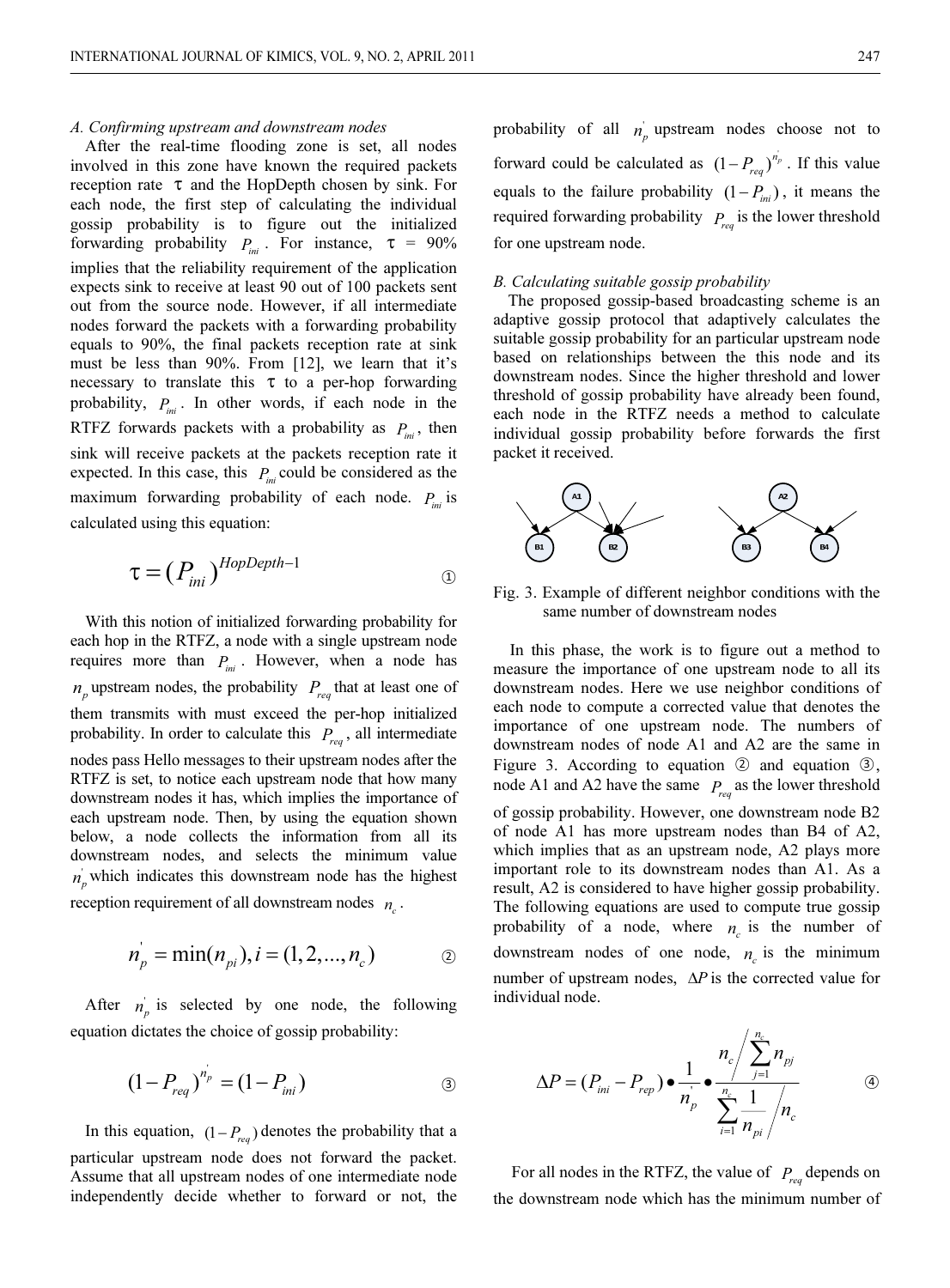*A. Confirming upstream and downstream nodes*

After the real-time flooding zone is set, all nodes involved in this zone have known the required packets reception rate $\tau$ and the HopDepth chosen by sink. For each node, the first step of calculating the individual gossip probability is to figure out the initialized forwarding probability $P_{ini}$. For instance, $\tau$ = 90% implies that the reliability requirement of the application expects sink to receive at least 90 out of 100 packets sent out from the source node. However, if all intermediate nodes forward the packets with a forwarding probability equals to 90%, the final packets reception rate at sink must be less than 90%. From [12], we learn that it's necessary to translate this $\tau$ to a per-hop forwarding probability, $P_{ini}$. In other words, if each node in the RTFZ forwards packets with a probability as $P_{ini}$, then sink will receive packets at the packets reception rate it expected. In this case, this $P_{ini}$ could be considered as the maximum forwarding probability of each node. $P_{ini}$ is calculated using this equation:

$$\tau = (P_{ini})^{HopDepth-1} \quad ①$$

With this notion of initialized forwarding probability for each hop in the RTFZ, a node with a single upstream node requires more than $P_{ini}$. However, when a node has $n_p$ upstream nodes, the probability $P_{req}$ that at least one of them transmits with must exceed the per-hop initialized probability. In order to calculate this $P_{req}$, all intermediate nodes pass Hello messages to their upstream nodes after the RTFZ is set, to notice each upstream node that how many downstream nodes it has, which implies the importance of each upstream node. Then, by using the equation shown below, a node collects the information from all its downstream nodes, and selects the minimum value $n_p^{'}$ which indicates this downstream node has the highest reception requirement of all downstream nodes $n_c$.

$$n_p^{'} = \min(n_{pi}), i = (1, 2, ..., n_c) \quad ②$$

After $n_p^{'}$ is selected by one node, the following equation dictates the choice of gossip probability:

$$(1 - P_{req})^{n_p^{'}} = (1 - P_{ini}) \quad ③$$

In this equation, $(1 - P_{req})$ denotes the probability that a particular upstream node does not forward the packet. Assume that all upstream nodes of one intermediate node independently decide whether to forward or not, the probability of all $n_p^{'}$ upstream nodes choose not to forward could be calculated as $(1 - P_{req})^{n_p^{'}}$. If this value equals to the failure probability $(1 - P_{ini})$, it means the required forwarding probability $P_{req}$ is the lower threshold for one upstream node.

*B. Calculating suitable gossip probability*

The proposed gossip-based broadcasting scheme is an adaptive gossip protocol that adaptively calculates the suitable gossip probability for an particular upstream node based on relationships between the this node and its downstream nodes. Since the higher threshold and lower threshold of gossip probability have already been found, each node in the RTFZ needs a method to calculate individual gossip probability before forwards the first packet it received.

Fig. 3. Example of different neighbor conditions with the same number of downstream nodes

In this phase, the work is to figure out a method to measure the importance of one upstream node to all its downstream nodes. Here we use neighbor conditions of each node to compute a corrected value that denotes the importance of one upstream node. The numbers of downstream nodes of node A1 and A2 are the same in Figure 3. According to equation ② and equation ③, node A1 and A2 have the same $P_{req}$ as the lower threshold of gossip probability. However, one downstream node B2 of node A1 has more upstream nodes than B4 of A2, which implies that as an upstream node, A2 plays more important role to its downstream nodes than A1. As a result, A2 is considered to have higher gossip probability. The following equations are used to compute true gossip probability of a node, where $n_c$ is the number of downstream nodes of one node, $n_c$ is the minimum number of upstream nodes, $\Delta P$ is the corrected value for individual node.

$$\Delta P = (P_{ini} - P_{rep}) \bullet \frac{1}{n_p^{'}} \bullet \frac{n_c \Big/ \sum_{j=1}^{n_c} n_{pj}}{\sum_{i=1}^{n_c} \frac{1}{n_{pi}} \Big/ n_c} \quad ④$$

For all nodes in the RTFZ, the value of $P_{req}$ depends on the downstream node which has the minimum number of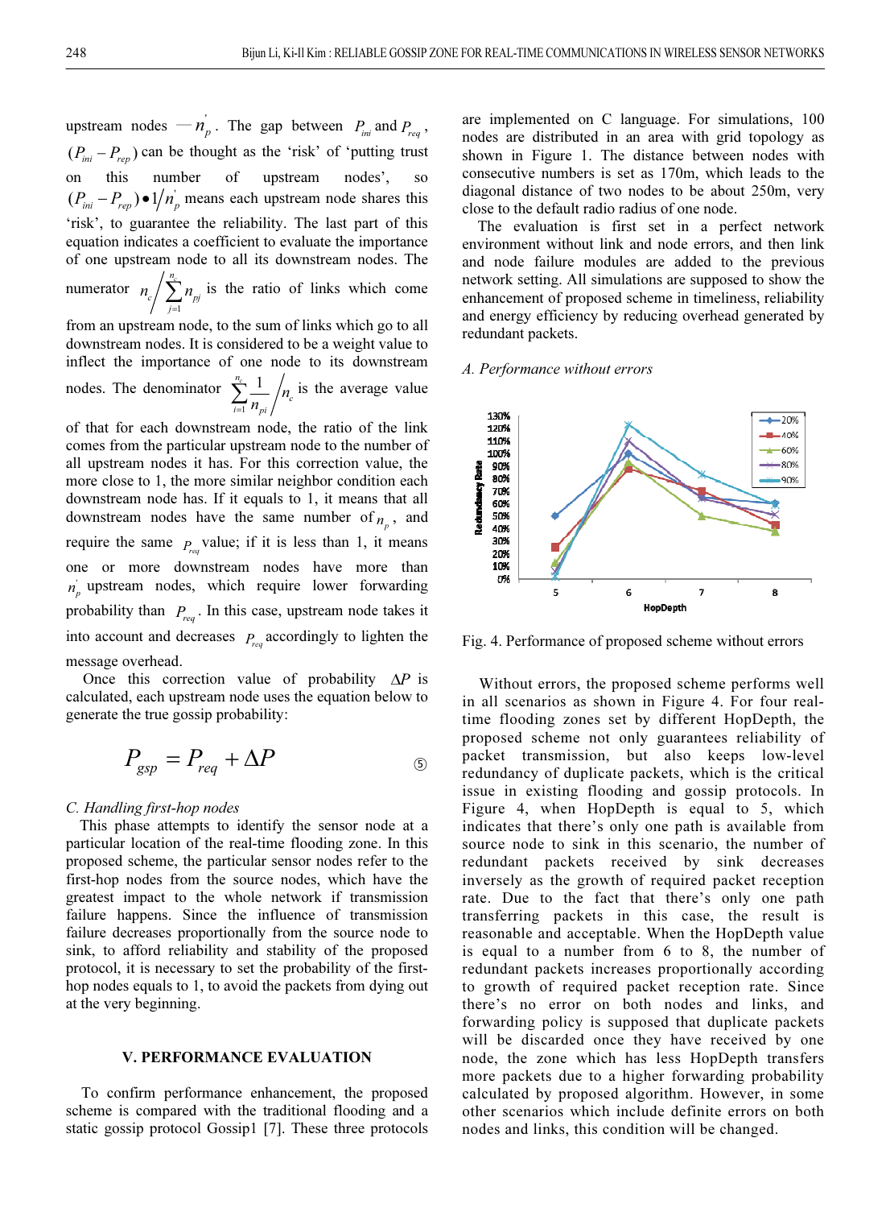upstream nodes $-n_p'$. The gap between $P_{ini}$ and $P_{req}$, $(P_{ini} - P_{rep})$ can be thought as the 'risk' of 'putting trust on this number of upstream nodes', so $(P_{ini} - P_{rep}) \bullet 1/n_p'$ means each upstream node shares this 'risk', to guarantee the reliability. The last part of this equation indicates a coefficient to evaluate the importance of one upstream node to all its downstream nodes. The numerator $n_c \bigg/ \sum_{j=1}^{n_c} n_{pj}$ is the ratio of links which come from an upstream node, to the sum of links which go to all downstream nodes. It is considered to be a weight value to inflect the importance of one node to its downstream nodes. The denominator $\sum_{i=1}^{n_c} \frac{1}{n_{pi}} \bigg/ n_c$ is the average value of that for each downstream node, the ratio of the link comes from the particular upstream node to the number of all upstream nodes it has. For this correction value, the more close to 1, the more similar neighbor condition each downstream node has. If it equals to 1, it means that all downstream nodes have the same number of $n_p$, and require the same $P_{req}$ value; if it is less than 1, it means one or more downstream nodes have more than $n_p'$ upstream nodes, which require lower forwarding probability than $P_{req}$. In this case, upstream node takes it into account and decreases $P_{req}$ accordingly to lighten the message overhead.

Once this correction value of probability $\Delta P$ is calculated, each upstream node uses the equation below to generate the true gossip probability:

$$P_{gsp} = P_{req} + \Delta P \qquad ⑤$$

*C. Handling first-hop nodes*

This phase attempts to identify the sensor node at a particular location of the real-time flooding zone. In this proposed scheme, the particular sensor nodes refer to the first-hop nodes from the source nodes, which have the greatest impact to the whole network if transmission failure happens. Since the influence of transmission failure decreases proportionally from the source node to sink, to afford reliability and stability of the proposed protocol, it is necessary to set the probability of the first-hop nodes equals to 1, to avoid the packets from dying out at the very beginning.

## V. PERFORMANCE EVALUATION

To confirm performance enhancement, the proposed scheme is compared with the traditional flooding and a static gossip protocol Gossip1 [7]. These three protocols are implemented on C language. For simulations, 100 nodes are distributed in an area with grid topology as shown in Figure 1. The distance between nodes with consecutive numbers is set as 170m, which leads to the diagonal distance of two nodes to be about 250m, very close to the default radio radius of one node.

The evaluation is first set in a perfect network environment without link and node errors, and then link and node failure modules are added to the previous network setting. All simulations are supposed to show the enhancement of proposed scheme in timeliness, reliability and energy efficiency by reducing overhead generated by redundant packets.

*A. Performance without errors*

Fig. 4. Performance of proposed scheme without errors

Without errors, the proposed scheme performs well in all scenarios as shown in Figure 4. For four real-time flooding zones set by different HopDepth, the proposed scheme not only guarantees reliability of packet transmission, but also keeps low-level redundancy of duplicate packets, which is the critical issue in existing flooding and gossip protocols. In Figure 4, when HopDepth is equal to 5, which indicates that there's only one path is available from source node to sink in this scenario, the number of redundant packets received by sink decreases inversely as the growth of required packet reception rate. Due to the fact that there's only one path transferring packets in this case, the result is reasonable and acceptable. When the HopDepth value is equal to a number from 6 to 8, the number of redundant packets increases proportionally according to growth of required packet reception rate. Since there's no error on both nodes and links, and forwarding policy is supposed that duplicate packets will be discarded once they have received by one node, the zone which has less HopDepth transfers more packets due to a higher forwarding probability calculated by proposed algorithm. However, in some other scenarios which include definite errors on both nodes and links, this condition will be changed.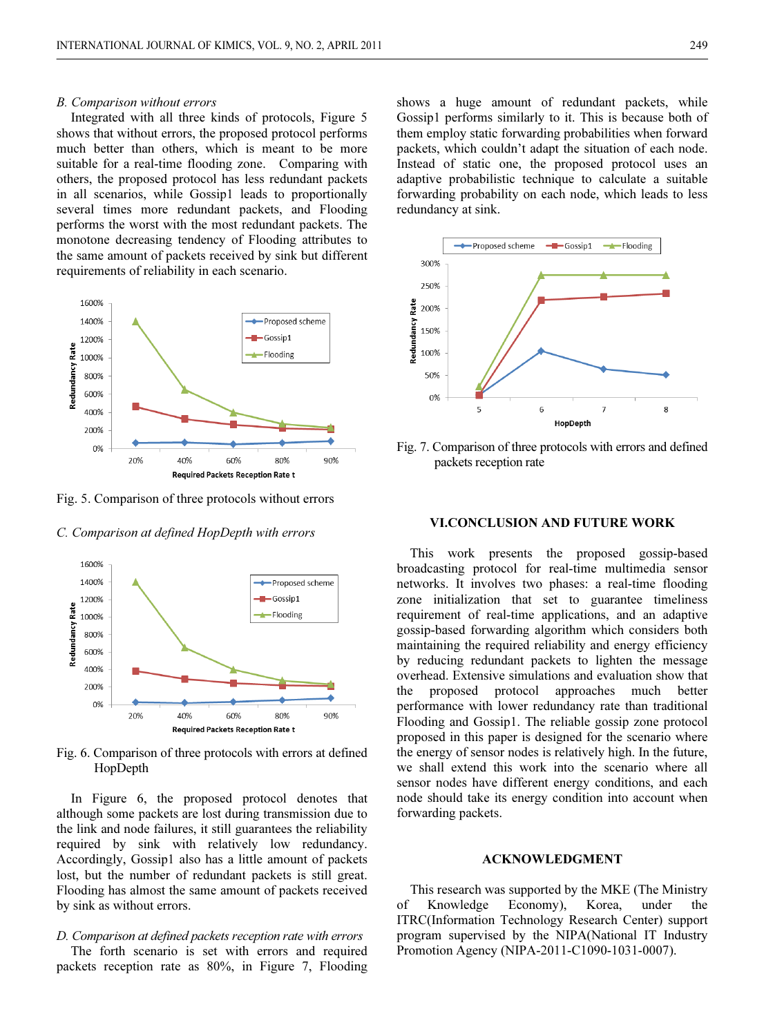### B. Comparison without errors

Integrated with all three kinds of protocols, Figure 5 shows that without errors, the proposed protocol performs much better than others, which is meant to be more suitable for a real-time flooding zone. Comparing with others, the proposed protocol has less redundant packets in all scenarios, while Gossip1 leads to proportionally several times more redundant packets, and Flooding performs the worst with the most redundant packets. The monotone decreasing tendency of Flooding attributes to the same amount of packets received by sink but different requirements of reliability in each scenario.

Fig. 5. Comparison of three protocols without errors

### C. Comparison at defined HopDepth with errors

Fig. 6. Comparison of three protocols with errors at defined HopDepth

In Figure 6, the proposed protocol denotes that although some packets are lost during transmission due to the link and node failures, it still guarantees the reliability required by sink with relatively low redundancy. Accordingly, Gossip1 also has a little amount of packets lost, but the number of redundant packets is still great. Flooding has almost the same amount of packets received by sink as without errors.

### D. Comparison at defined packets reception rate with errors

The forth scenario is set with errors and required packets reception rate as 80%, in Figure 7, Flooding shows a huge amount of redundant packets, while Gossip1 performs similarly to it. This is because both of them employ static forwarding probabilities when forward packets, which couldn't adapt the situation of each node. Instead of static one, the proposed protocol uses an adaptive probabilistic technique to calculate a suitable forwarding probability on each node, which leads to less redundancy at sink.

Fig. 7. Comparison of three protocols with errors and defined packets reception rate

## VI.CONCLUSION AND FUTURE WORK

This work presents the proposed gossip-based broadcasting protocol for real-time multimedia sensor networks. It involves two phases: a real-time flooding zone initialization that set to guarantee timeliness requirement of real-time applications, and an adaptive gossip-based forwarding algorithm which considers both maintaining the required reliability and energy efficiency by reducing redundant packets to lighten the message overhead. Extensive simulations and evaluation show that the proposed protocol approaches much better performance with lower redundancy rate than traditional Flooding and Gossip1. The reliable gossip zone protocol proposed in this paper is designed for the scenario where the energy of sensor nodes is relatively high. In the future, we shall extend this work into the scenario where all sensor nodes have different energy conditions, and each node should take its energy condition into account when forwarding packets.

## ACKNOWLEDGMENT

This research was supported by the MKE (The Ministry of Knowledge Economy), Korea, under the ITRC(Information Technology Research Center) support program supervised by the NIPA(National IT Industry Promotion Agency (NIPA-2011-C1090-1031-0007).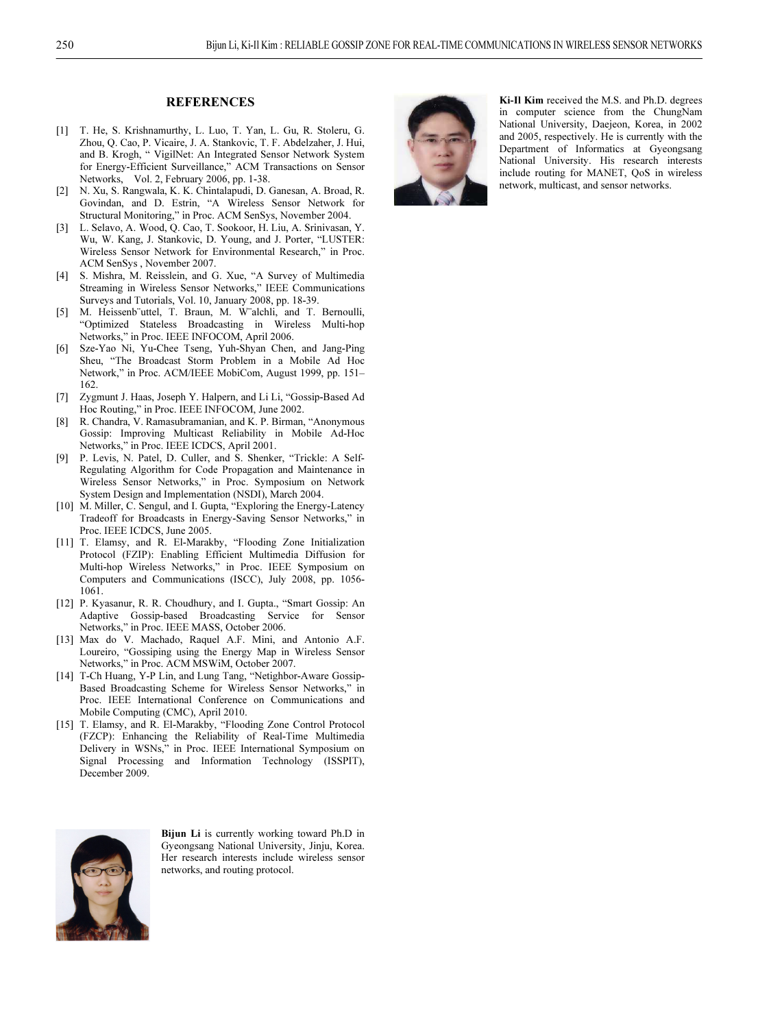## REFERENCES

[1] T. He, S. Krishnamurthy, L. Luo, T. Yan, L. Gu, R. Stoleru, G. Zhou, Q. Cao, P. Vicaire, J. A. Stankovic, T. F. Abdelzaher, J. Hui, and B. Krogh, " VigilNet: An Integrated Sensor Network System for Energy-Efficient Surveillance," ACM Transactions on Sensor Networks, Vol. 2, February 2006, pp. 1-38.

[2] N. Xu, S. Rangwala, K. K. Chintalapudi, D. Ganesan, A. Broad, R. Govindan, and D. Estrin, "A Wireless Sensor Network for Structural Monitoring," in Proc. ACM SenSys, November 2004.

[3] L. Selavo, A. Wood, Q. Cao, T. Sookoor, H. Liu, A. Srinivasan, Y. Wu, W. Kang, J. Stankovic, D. Young, and J. Porter, "LUSTER: Wireless Sensor Network for Environmental Research," in Proc. ACM SenSys , November 2007.

[4] S. Mishra, M. Reisslein, and G. Xue, "A Survey of Multimedia Streaming in Wireless Sensor Networks," IEEE Communications Surveys and Tutorials, Vol. 10, January 2008, pp. 18-39.

[5] M. Heissenb¨uttel, T. Braun, M. W¨alchli, and T. Bernoulli, "Optimized Stateless Broadcasting in Wireless Multi-hop Networks," in Proc. IEEE INFOCOM, April 2006.

[6] Sze-Yao Ni, Yu-Chee Tseng, Yuh-Shyan Chen, and Jang-Ping Sheu, "The Broadcast Storm Problem in a Mobile Ad Hoc Network," in Proc. ACM/IEEE MobiCom, August 1999, pp. 151–162.

[7] Zygmunt J. Haas, Joseph Y. Halpern, and Li Li, "Gossip-Based Ad Hoc Routing," in Proc. IEEE INFOCOM, June 2002.

[8] R. Chandra, V. Ramasubramanian, and K. P. Birman, "Anonymous Gossip: Improving Multicast Reliability in Mobile Ad-Hoc Networks," in Proc. IEEE ICDCS, April 2001.

[9] P. Levis, N. Patel, D. Culler, and S. Shenker, "Trickle: A Self-Regulating Algorithm for Code Propagation and Maintenance in Wireless Sensor Networks," in Proc. Symposium on Network System Design and Implementation (NSDI), March 2004.

[10] M. Miller, C. Sengul, and I. Gupta, "Exploring the Energy-Latency Tradeoff for Broadcasts in Energy-Saving Sensor Networks," in Proc. IEEE ICDCS, June 2005.

[11] T. Elamsy, and R. El-Marakby, "Flooding Zone Initialization Protocol (FZIP): Enabling Efficient Multimedia Diffusion for Multi-hop Wireless Networks," in Proc. IEEE Symposium on Computers and Communications (ISCC), July 2008, pp. 1056-1061.

[12] P. Kyasanur, R. R. Choudhury, and I. Gupta., "Smart Gossip: An Adaptive Gossip-based Broadcasting Service for Sensor Networks," in Proc. IEEE MASS, October 2006.

[13] Max do V. Machado, Raquel A.F. Mini, and Antonio A.F. Loureiro, "Gossiping using the Energy Map in Wireless Sensor Networks," in Proc. ACM MSWiM, October 2007.

[14] T-Ch Huang, Y-P Lin, and Lung Tang, "Netighbor-Aware Gossip-Based Broadcasting Scheme for Wireless Sensor Networks," in Proc. IEEE International Conference on Communications and Mobile Computing (CMC), April 2010.

[15] T. Elamsy, and R. El-Marakby, "Flooding Zone Control Protocol (FZCP): Enhancing the Reliability of Real-Time Multimedia Delivery in WSNs," in Proc. IEEE International Symposium on Signal Processing and Information Technology (ISSPIT), December 2009.

**Bijun Li** is currently working toward Ph.D in Gyeongsang National University, Jinju, Korea. Her research interests include wireless sensor networks, and routing protocol.

**Ki-Il Kim** received the M.S. and Ph.D. degrees in computer science from the ChungNam National University, Daejeon, Korea, in 2002 and 2005, respectively. He is currently with the Department of Informatics at Gyeongsang National University. His research interests include routing for MANET, QoS in wireless network, multicast, and sensor networks.